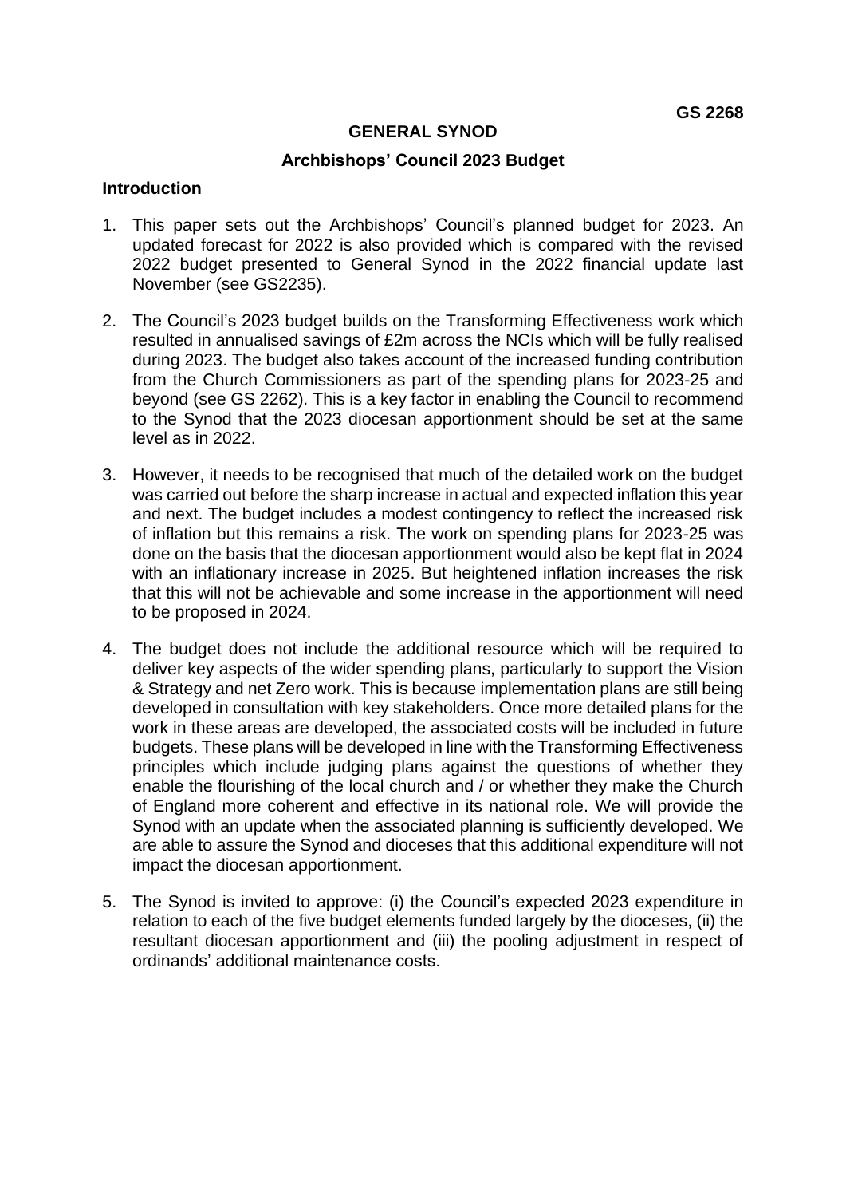GS 2268

# GENERAL SYNOD

## Archbishops' Council 2023 Budget

### Introduction

1. This paper sets out the Archbishops' Council's planned budget for 2023. An updated forecast for 2022 is also provided which is compared with the revised 2022 budget presented to General Synod in the 2022 financial update last November (see GS2235).

2. The Council's 2023 budget builds on the Transforming Effectiveness work which resulted in annualised savings of £2m across the NCIs which will be fully realised during 2023. The budget also takes account of the increased funding contribution from the Church Commissioners as part of the spending plans for 2023-25 and beyond (see GS 2262). This is a key factor in enabling the Council to recommend to the Synod that the 2023 diocesan apportionment should be set at the same level as in 2022.

3. However, it needs to be recognised that much of the detailed work on the budget was carried out before the sharp increase in actual and expected inflation this year and next. The budget includes a modest contingency to reflect the increased risk of inflation but this remains a risk. The work on spending plans for 2023-25 was done on the basis that the diocesan apportionment would also be kept flat in 2024 with an inflationary increase in 2025. But heightened inflation increases the risk that this will not be achievable and some increase in the apportionment will need to be proposed in 2024.

4. The budget does not include the additional resource which will be required to deliver key aspects of the wider spending plans, particularly to support the Vision & Strategy and net Zero work. This is because implementation plans are still being developed in consultation with key stakeholders. Once more detailed plans for the work in these areas are developed, the associated costs will be included in future budgets. These plans will be developed in line with the Transforming Effectiveness principles which include judging plans against the questions of whether they enable the flourishing of the local church and / or whether they make the Church of England more coherent and effective in its national role. We will provide the Synod with an update when the associated planning is sufficiently developed. We are able to assure the Synod and dioceses that this additional expenditure will not impact the diocesan apportionment.

5. The Synod is invited to approve: (i) the Council's expected 2023 expenditure in relation to each of the five budget elements funded largely by the dioceses, (ii) the resultant diocesan apportionment and (iii) the pooling adjustment in respect of ordinands' additional maintenance costs.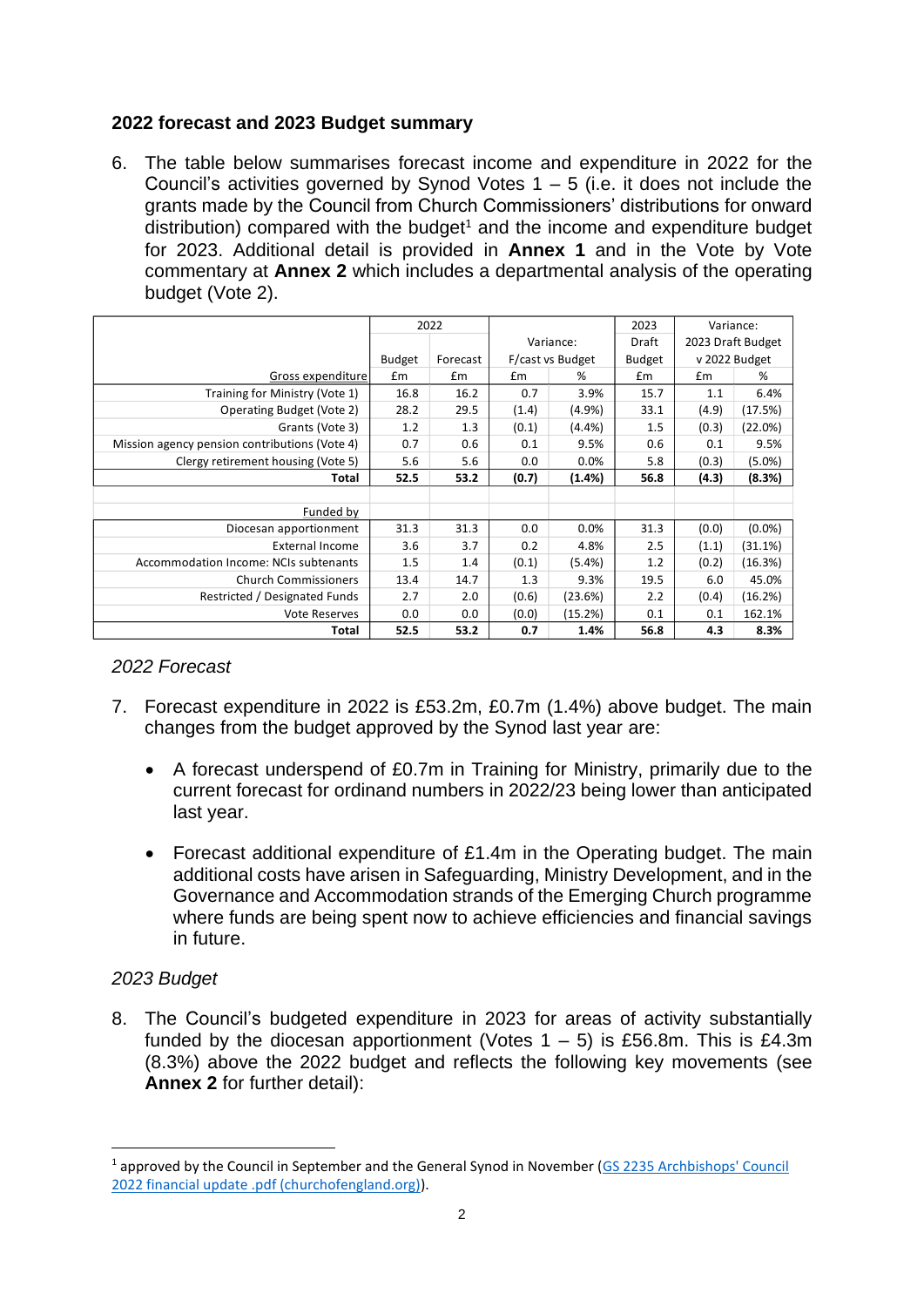## 2022 forecast and 2023 Budget summary

6. The table below summarises forecast income and expenditure in 2022 for the Council's activities governed by Synod Votes 1 – 5 (i.e. it does not include the grants made by the Council from Church Commissioners' distributions for onward distribution) compared with the budget[1] and the income and expenditure budget for 2023. Additional detail is provided in **Annex 1** and in the Vote by Vote commentary at **Annex 2** which includes a departmental analysis of the operating budget (Vote 2).

| | 2022 | | Variance: | | 2023 | Variance: | |
|---|---|---|---|---|---|---|---|
| | Budget | Forecast | F/cast vs Budget | | Draft Budget | 2023 Draft Budget v 2022 Budget | |
| Gross expenditure | £m | £m | £m | % | £m | £m | % |
| Training for Ministry (Vote 1) | 16.8 | 16.2 | 0.7 | 3.9% | 15.7 | 1.1 | 6.4% |
| Operating Budget (Vote 2) | 28.2 | 29.5 | (1.4) | (4.9%) | 33.1 | (4.9) | (17.5%) |
| Grants (Vote 3) | 1.2 | 1.3 | (0.1) | (4.4%) | 1.5 | (0.3) | (22.0%) |
| Mission agency pension contributions (Vote 4) | 0.7 | 0.6 | 0.1 | 9.5% | 0.6 | 0.1 | 9.5% |
| Clergy retirement housing (Vote 5) | 5.6 | 5.6 | 0.0 | 0.0% | 5.8 | (0.3) | (5.0%) |
| **Total** | **52.5** | **53.2** | **(0.7)** | **(1.4%)** | **56.8** | **(4.3)** | **(8.3%)** |
| | | | | | | | |
| Funded by | | | | | | | |
| Diocesan apportionment | 31.3 | 31.3 | 0.0 | 0.0% | 31.3 | (0.0) | (0.0%) |
| External Income | 3.6 | 3.7 | 0.2 | 4.8% | 2.5 | (1.1) | (31.1%) |
| Accommodation Income: NCIs subtenants | 1.5 | 1.4 | (0.1) | (5.4%) | 1.2 | (0.2) | (16.3%) |
| Church Commissioners | 13.4 | 14.7 | 1.3 | 9.3% | 19.5 | 6.0 | 45.0% |
| Restricted / Designated Funds | 2.7 | 2.0 | (0.6) | (23.6%) | 2.2 | (0.4) | (16.2%) |
| Vote Reserves | 0.0 | 0.0 | (0.0) | (15.2%) | 0.1 | 0.1 | 162.1% |
| **Total** | **52.5** | **53.2** | **0.7** | **1.4%** | **56.8** | **4.3** | **8.3%** |

*2022 Forecast*

7. Forecast expenditure in 2022 is £53.2m, £0.7m (1.4%) above budget. The main changes from the budget approved by the Synod last year are:

   - A forecast underspend of £0.7m in Training for Ministry, primarily due to the current forecast for ordinand numbers in 2022/23 being lower than anticipated last year.

   - Forecast additional expenditure of £1.4m in the Operating budget. The main additional costs have arisen in Safeguarding, Ministry Development, and in the Governance and Accommodation strands of the Emerging Church programme where funds are being spent now to achieve efficiencies and financial savings in future.

*2023 Budget*

8. The Council's budgeted expenditure in 2023 for areas of activity substantially funded by the diocesan apportionment (Votes 1 – 5) is £56.8m. This is £4.3m (8.3%) above the 2022 budget and reflects the following key movements (see **Annex 2** for further detail):

[1] approved by the Council in September and the General Synod in November ([GS 2235 Archbishops' Council 2022 financial update .pdf (churchofengland.org)]).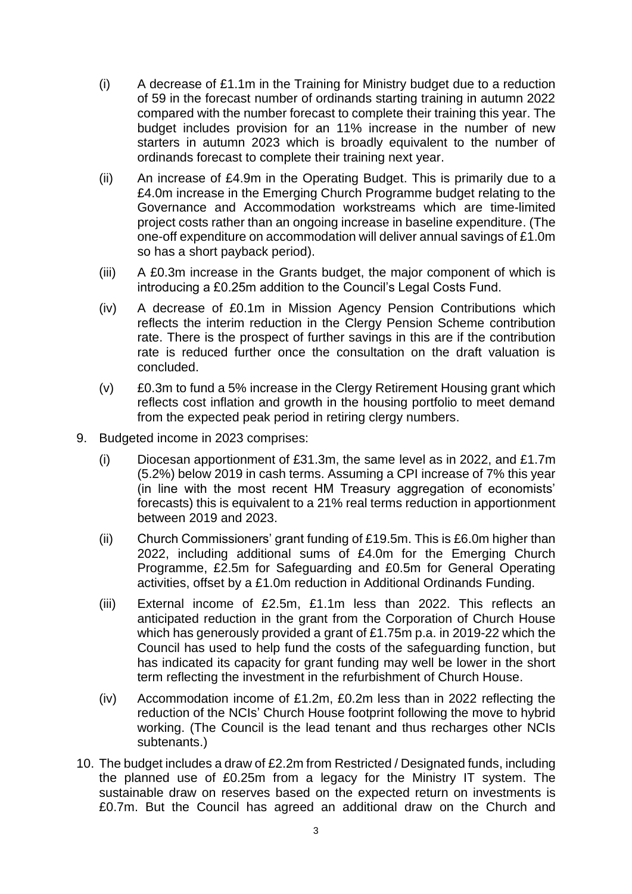(i) A decrease of £1.1m in the Training for Ministry budget due to a reduction of 59 in the forecast number of ordinands starting training in autumn 2022 compared with the number forecast to complete their training this year. The budget includes provision for an 11% increase in the number of new starters in autumn 2023 which is broadly equivalent to the number of ordinands forecast to complete their training next year.

(ii) An increase of £4.9m in the Operating Budget. This is primarily due to a £4.0m increase in the Emerging Church Programme budget relating to the Governance and Accommodation workstreams which are time-limited project costs rather than an ongoing increase in baseline expenditure. (The one-off expenditure on accommodation will deliver annual savings of £1.0m so has a short payback period).

(iii) A £0.3m increase in the Grants budget, the major component of which is introducing a £0.25m addition to the Council's Legal Costs Fund.

(iv) A decrease of £0.1m in Mission Agency Pension Contributions which reflects the interim reduction in the Clergy Pension Scheme contribution rate. There is the prospect of further savings in this are if the contribution rate is reduced further once the consultation on the draft valuation is concluded.

(v) £0.3m to fund a 5% increase in the Clergy Retirement Housing grant which reflects cost inflation and growth in the housing portfolio to meet demand from the expected peak period in retiring clergy numbers.

9. Budgeted income in 2023 comprises:

(i) Diocesan apportionment of £31.3m, the same level as in 2022, and £1.7m (5.2%) below 2019 in cash terms. Assuming a CPI increase of 7% this year (in line with the most recent HM Treasury aggregation of economists' forecasts) this is equivalent to a 21% real terms reduction in apportionment between 2019 and 2023.

(ii) Church Commissioners' grant funding of £19.5m. This is £6.0m higher than 2022, including additional sums of £4.0m for the Emerging Church Programme, £2.5m for Safeguarding and £0.5m for General Operating activities, offset by a £1.0m reduction in Additional Ordinands Funding.

(iii) External income of £2.5m, £1.1m less than 2022. This reflects an anticipated reduction in the grant from the Corporation of Church House which has generously provided a grant of £1.75m p.a. in 2019-22 which the Council has used to help fund the costs of the safeguarding function, but has indicated its capacity for grant funding may well be lower in the short term reflecting the investment in the refurbishment of Church House.

(iv) Accommodation income of £1.2m, £0.2m less than in 2022 reflecting the reduction of the NCIs' Church House footprint following the move to hybrid working. (The Council is the lead tenant and thus recharges other NCIs subtenants.)

10. The budget includes a draw of £2.2m from Restricted / Designated funds, including the planned use of £0.25m from a legacy for the Ministry IT system. The sustainable draw on reserves based on the expected return on investments is £0.7m. But the Council has agreed an additional draw on the Church and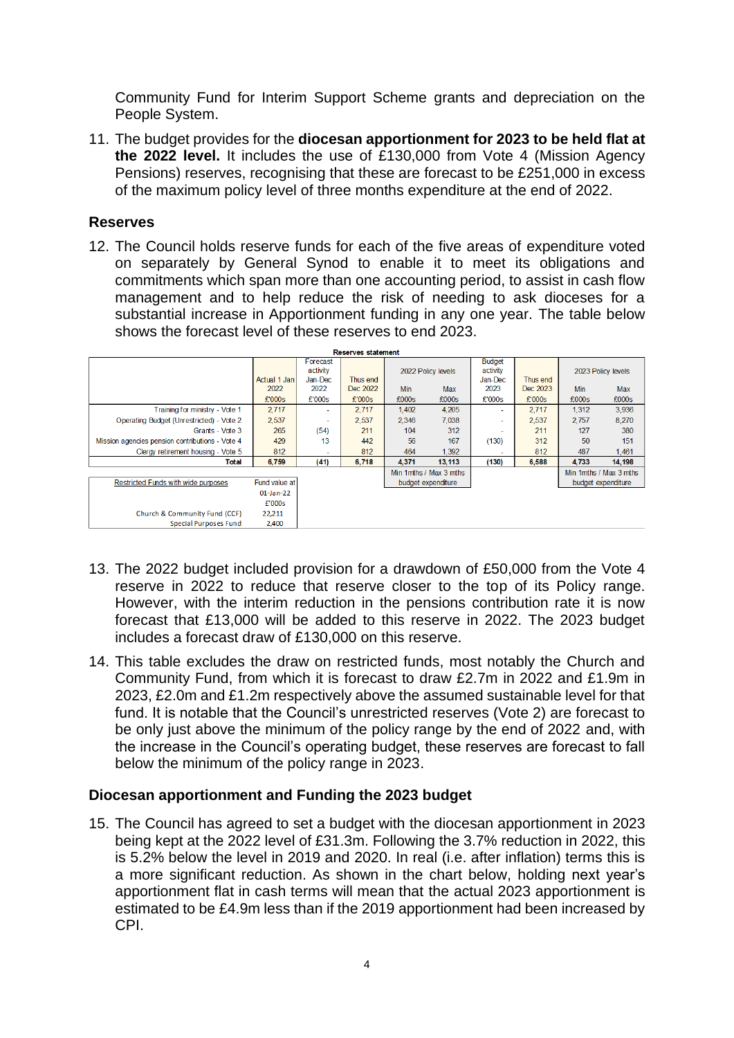Community Fund for Interim Support Scheme grants and depreciation on the People System.

11. The budget provides for the **diocesan apportionment for 2023 to be held flat at the 2022 level.** It includes the use of £130,000 from Vote 4 (Mission Agency Pensions) reserves, recognising that these are forecast to be £251,000 in excess of the maximum policy level of three months expenditure at the end of 2022.

## Reserves

12. The Council holds reserve funds for each of the five areas of expenditure voted on separately by General Synod to enable it to meet its obligations and commitments which span more than one accounting period, to assist in cash flow management and to help reduce the risk of needing to ask dioceses for a substantial increase in Apportionment funding in any one year. The table below shows the forecast level of these reserves to end 2023.

**Reserves statement**

| | Actual 1 Jan 2022 | Forecast activity Jan-Dec 2022 | Thus end Dec 2022 | 2022 Policy levels | | Budget activity Jan-Dec 2023 | Thus end Dec 2023 | 2023 Policy levels | |
|---|---|---|---|---|---|---|---|---|---|
| | | | | Min | Max | | | Min | Max |
| | £'000s | £'000s | £'000s | £000s | £000s | £'000s | £'000s | £000s | £000s |
| Training for ministry - Vote 1 | 2,717 | - | 2,717 | 1,402 | 4,205 | - | 2,717 | 1,312 | 3,936 |
| Operating Budget (Unrestricted) - Vote 2 | 2,537 | - | 2,537 | 2,346 | 7,038 | - | 2,537 | 2,757 | 8,270 |
| Grants - Vote 3 | 265 | (54) | 211 | 104 | 312 | - | 211 | 127 | 380 |
| Mission agencies pension contributions - Vote 4 | 429 | 13 | 442 | 56 | 167 | (130) | 312 | 50 | 151 |
| Clergy retirement housing - Vote 5 | 812 | - | 812 | 464 | 1,392 | - | 812 | 487 | 1,461 |
| **Total** | **6,759** | **(41)** | **6,718** | **4,371** | **13,113** | **(130)** | **6,588** | **4,733** | **14,198** |
| | | | | Min 1mths / Max 3 mths budget expenditure | | | | Min 1mths / Max 3 mths budget expenditure | |

| Restricted Funds with wide purposes | Fund value at 01-Jan-22 |
|---|---|
| | £'000s |
| Church & Community Fund (CCF) | 22,211 |
| Special Purposes Fund | 2,400 |

13. The 2022 budget included provision for a drawdown of £50,000 from the Vote 4 reserve in 2022 to reduce that reserve closer to the top of its Policy range. However, with the interim reduction in the pensions contribution rate it is now forecast that £13,000 will be added to this reserve in 2022. The 2023 budget includes a forecast draw of £130,000 on this reserve.

14. This table excludes the draw on restricted funds, most notably the Church and Community Fund, from which it is forecast to draw £2.7m in 2022 and £1.9m in 2023, £2.0m and £1.2m respectively above the assumed sustainable level for that fund. It is notable that the Council's unrestricted reserves (Vote 2) are forecast to be only just above the minimum of the policy range by the end of 2022 and, with the increase in the Council's operating budget, these reserves are forecast to fall below the minimum of the policy range in 2023.

## Diocesan apportionment and Funding the 2023 budget

15. The Council has agreed to set a budget with the diocesan apportionment in 2023 being kept at the 2022 level of £31.3m. Following the 3.7% reduction in 2022, this is 5.2% below the level in 2019 and 2020. In real (i.e. after inflation) terms this is a more significant reduction. As shown in the chart below, holding next year's apportionment flat in cash terms will mean that the actual 2023 apportionment is estimated to be £4.9m less than if the 2019 apportionment had been increased by CPI.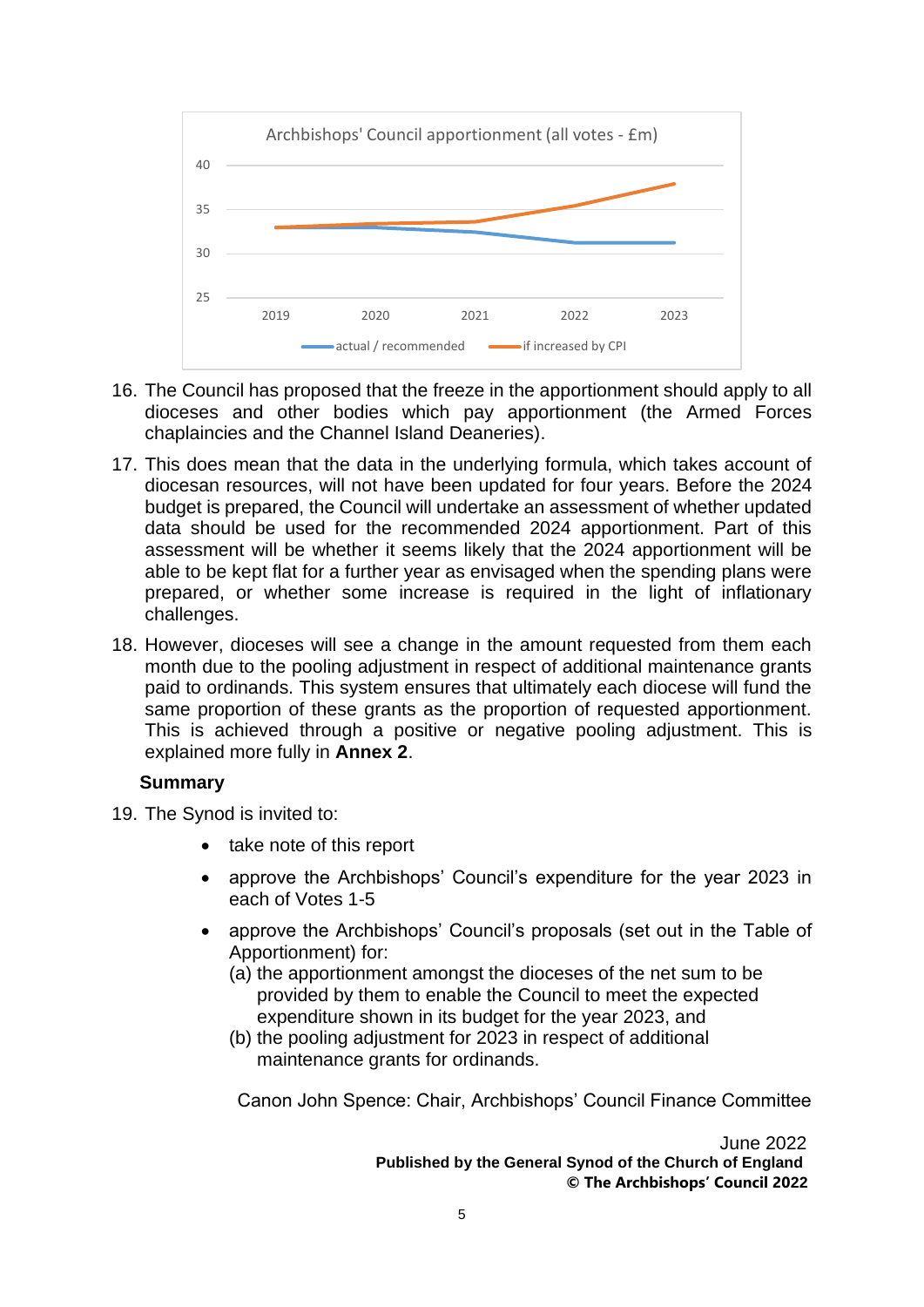Archbishops' Council apportionment (all votes - £m)

16. The Council has proposed that the freeze in the apportionment should apply to all dioceses and other bodies which pay apportionment (the Armed Forces chaplaincies and the Channel Island Deaneries).

17. This does mean that the data in the underlying formula, which takes account of diocesan resources, will not have been updated for four years. Before the 2024 budget is prepared, the Council will undertake an assessment of whether updated data should be used for the recommended 2024 apportionment. Part of this assessment will be whether it seems likely that the 2024 apportionment will be able to be kept flat for a further year as envisaged when the spending plans were prepared, or whether some increase is required in the light of inflationary challenges.

18. However, dioceses will see a change in the amount requested from them each month due to the pooling adjustment in respect of additional maintenance grants paid to ordinands. This system ensures that ultimately each diocese will fund the same proportion of these grants as the proportion of requested apportionment. This is achieved through a positive or negative pooling adjustment. This is explained more fully in **Annex 2**.

**Summary**

19. The Synod is invited to:

- take note of this report
- approve the Archbishops' Council's expenditure for the year 2023 in each of Votes 1-5
- approve the Archbishops' Council's proposals (set out in the Table of Apportionment) for:
  (a) the apportionment amongst the dioceses of the net sum to be provided by them to enable the Council to meet the expected expenditure shown in its budget for the year 2023, and
  (b) the pooling adjustment for 2023 in respect of additional maintenance grants for ordinands.

Canon John Spence: Chair, Archbishops' Council Finance Committee

June 2022

**Published by the General Synod of the Church of England**
**© The Archbishops' Council 2022**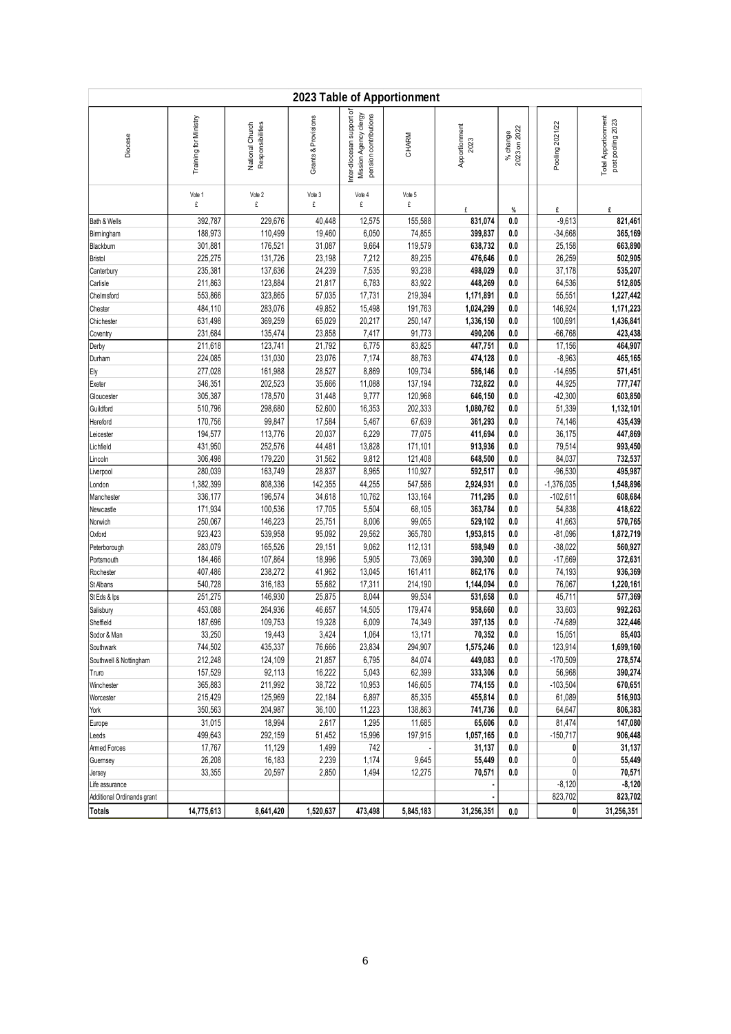## 2023 Table of Apportionment

| Diocese | Training for Ministry | National Church Responsibilities | Grants & Provisions | Inter-diocesan support of Mission Agency clergy pension contributions | CHARM | Apportionment 2023 | % change 2023 on 2022 | Pooling 2021/22 | Total Apportionment post pooling 2023 |
|---|---|---|---|---|---|---|---|---|---|
| | Vote 1 £ | Vote 2 £ | Vote 3 £ | Vote 4 £ | Vote 5 £ | £ | % | £ | £ |
| Bath & Wells | 392,787 | 229,676 | 40,448 | 12,575 | 155,588 | **831,074** | **0.0** | -9,613 | **821,461** |
| Birmingham | 188,973 | 110,499 | 19,460 | 6,050 | 74,855 | **399,837** | **0.0** | -34,668 | **365,169** |
| Blackburn | 301,881 | 176,521 | 31,087 | 9,664 | 119,579 | **638,732** | **0.0** | 25,158 | **663,890** |
| Bristol | 225,275 | 131,726 | 23,198 | 7,212 | 89,235 | **476,646** | **0.0** | 26,259 | **502,905** |
| Canterbury | 235,381 | 137,636 | 24,239 | 7,535 | 93,238 | **498,029** | **0.0** | 37,178 | **535,207** |
| Carlisle | 211,863 | 123,884 | 21,817 | 6,783 | 83,922 | **448,269** | **0.0** | 64,536 | **512,805** |
| Chelmsford | 553,866 | 323,865 | 57,035 | 17,731 | 219,394 | **1,171,891** | **0.0** | 55,551 | **1,227,442** |
| Chester | 484,110 | 283,076 | 49,852 | 15,498 | 191,763 | **1,024,299** | **0.0** | 146,924 | **1,171,223** |
| Chichester | 631,498 | 369,259 | 65,029 | 20,217 | 250,147 | **1,336,150** | **0.0** | 100,691 | **1,436,841** |
| Coventry | 231,684 | 135,474 | 23,858 | 7,417 | 91,773 | **490,206** | **0.0** | -66,768 | **423,438** |
| Derby | 211,618 | 123,741 | 21,792 | 6,775 | 83,825 | **447,751** | **0.0** | 17,156 | **464,907** |
| Durham | 224,085 | 131,030 | 23,076 | 7,174 | 88,763 | **474,128** | **0.0** | -8,963 | **465,165** |
| Ely | 277,028 | 161,988 | 28,527 | 8,869 | 109,734 | **586,146** | **0.0** | -14,695 | **571,451** |
| Exeter | 346,351 | 202,523 | 35,666 | 11,088 | 137,194 | **732,822** | **0.0** | 44,925 | **777,747** |
| Gloucester | 305,387 | 178,570 | 31,448 | 9,777 | 120,968 | **646,150** | **0.0** | -42,300 | **603,850** |
| Guildford | 510,796 | 298,680 | 52,600 | 16,353 | 202,333 | **1,080,762** | **0.0** | 51,339 | **1,132,101** |
| Hereford | 170,756 | 99,847 | 17,584 | 5,467 | 67,639 | **361,293** | **0.0** | 74,146 | **435,439** |
| Leicester | 194,577 | 113,776 | 20,037 | 6,229 | 77,075 | **411,694** | **0.0** | 36,175 | **447,869** |
| Lichfield | 431,950 | 252,576 | 44,481 | 13,828 | 171,101 | **913,936** | **0.0** | 79,514 | **993,450** |
| Lincoln | 306,498 | 179,220 | 31,562 | 9,812 | 121,408 | **648,500** | **0.0** | 84,037 | **732,537** |
| Liverpool | 280,039 | 163,749 | 28,837 | 8,965 | 110,927 | **592,517** | **0.0** | -96,530 | **495,987** |
| London | 1,382,399 | 808,336 | 142,355 | 44,255 | 547,586 | **2,924,931** | **0.0** | -1,376,035 | **1,548,896** |
| Manchester | 336,177 | 196,574 | 34,618 | 10,762 | 133,164 | **711,295** | **0.0** | -102,611 | **608,684** |
| Newcastle | 171,934 | 100,536 | 17,705 | 5,504 | 68,105 | **363,784** | **0.0** | 54,838 | **418,622** |
| Norwich | 250,067 | 146,223 | 25,751 | 8,006 | 99,055 | **529,102** | **0.0** | 41,663 | **570,765** |
| Oxford | 923,423 | 539,958 | 95,092 | 29,562 | 365,780 | **1,953,815** | **0.0** | -81,096 | **1,872,719** |
| Peterborough | 283,079 | 165,526 | 29,151 | 9,062 | 112,131 | **598,949** | **0.0** | -38,022 | **560,927** |
| Portsmouth | 184,466 | 107,864 | 18,996 | 5,905 | 73,069 | **390,300** | **0.0** | -17,669 | **372,631** |
| Rochester | 407,486 | 238,272 | 41,962 | 13,045 | 161,411 | **862,176** | **0.0** | 74,193 | **936,369** |
| St Albans | 540,728 | 316,183 | 55,682 | 17,311 | 214,190 | **1,144,094** | **0.0** | 76,067 | **1,220,161** |
| St Eds & Ips | 251,275 | 146,930 | 25,875 | 8,044 | 99,534 | **531,658** | **0.0** | 45,711 | **577,369** |
| Salisbury | 453,088 | 264,936 | 46,657 | 14,505 | 179,474 | **958,660** | **0.0** | 33,603 | **992,263** |
| Sheffield | 187,696 | 109,753 | 19,328 | 6,009 | 74,349 | **397,135** | **0.0** | -74,689 | **322,446** |
| Sodor & Man | 33,250 | 19,443 | 3,424 | 1,064 | 13,171 | **70,352** | **0.0** | 15,051 | **85,403** |
| Southwark | 744,502 | 435,337 | 76,666 | 23,834 | 294,907 | **1,575,246** | **0.0** | 123,914 | **1,699,160** |
| Southwell & Nottingham | 212,248 | 124,109 | 21,857 | 6,795 | 84,074 | **449,083** | **0.0** | -170,509 | **278,574** |
| Truro | 157,529 | 92,113 | 16,222 | 5,043 | 62,399 | **333,306** | **0.0** | 56,968 | **390,274** |
| Winchester | 365,883 | 211,992 | 38,722 | 10,953 | 146,605 | **774,155** | **0.0** | -103,504 | **670,651** |
| Worcester | 215,429 | 125,969 | 22,184 | 6,897 | 85,335 | **455,814** | **0.0** | 61,089 | **516,903** |
| York | 350,563 | 204,987 | 36,100 | 11,223 | 138,863 | **741,736** | **0.0** | 64,647 | **806,383** |
| Europe | 31,015 | 18,994 | 2,617 | 1,295 | 11,685 | **65,606** | **0.0** | 81,474 | **147,080** |
| Leeds | 499,643 | 292,159 | 51,452 | 15,996 | 197,915 | **1,057,165** | **0.0** | -150,717 | **906,448** |
| Armed Forces | 17,767 | 11,129 | 1,499 | 742 | - | **31,137** | **0.0** | **0** | **31,137** |
| Guernsey | 26,208 | 16,183 | 2,239 | 1,174 | 9,645 | **55,449** | **0.0** | 0 | **55,449** |
| Jersey | 33,355 | 20,597 | 2,850 | 1,494 | 12,275 | **70,571** | **0.0** | 0 | **70,571** |
| Life assurance | | | | | | **-** | | -8,120 | **-8,120** |
| Additional Ordinands grant | | | | | | **-** | | 823,702 | **823,702** |
| **Totals** | **14,775,613** | **8,641,420** | **1,520,637** | **473,498** | **5,845,183** | **31,256,351** | **0.0** | **0** | **31,256,351** |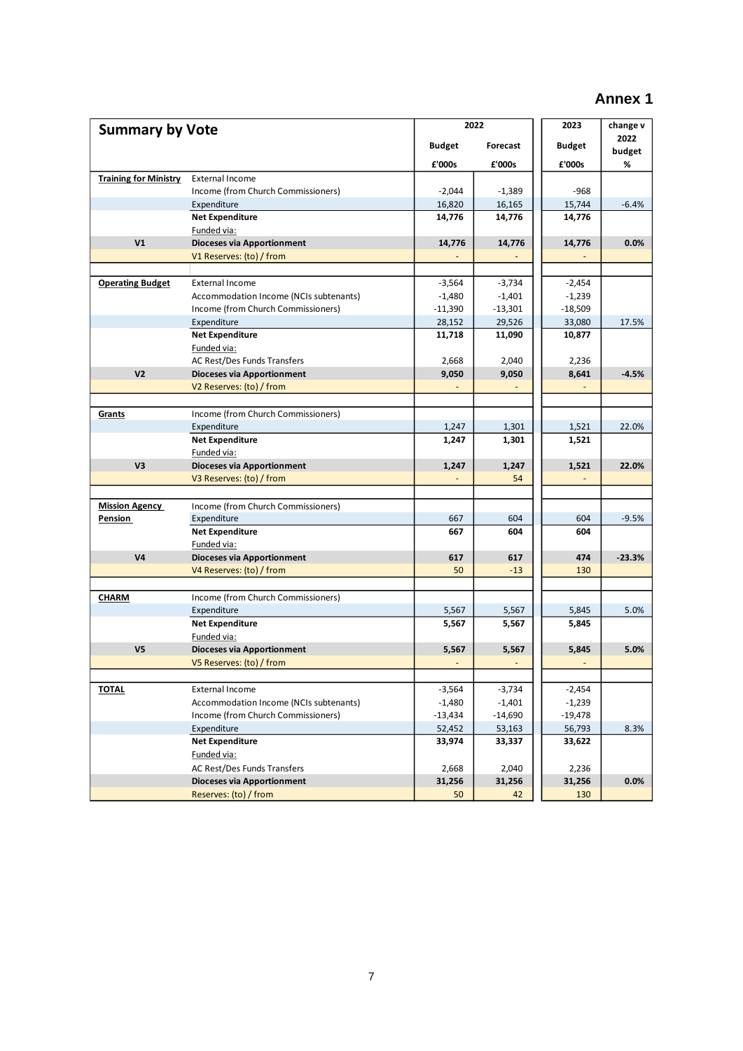# Annex 1

| Summary by Vote | | 2022 Budget £'000s | 2022 Forecast £'000s | 2023 Budget £'000s | change v 2022 budget % |
|---|---|---|---|---|---|
| **Training for Ministry** | External Income | | | | |
| | Income (from Church Commissioners) | -2,044 | -1,389 | -968 | |
| | Expenditure | 16,820 | 16,165 | 15,744 | -6.4% |
| | **Net Expenditure** | **14,776** | **14,776** | **14,776** | |
| | Funded via: | | | | |
| **V1** | **Dioceses via Apportionment** | **14,776** | **14,776** | **14,776** | **0.0%** |
| | V1 Reserves: (to) / from | - | - | - | |
| | | | | | |
| **Operating Budget** | External Income | -3,564 | -3,734 | -2,454 | |
| | Accommodation Income (NCIs subtenants) | -1,480 | -1,401 | -1,239 | |
| | Income (from Church Commissioners) | -11,390 | -13,301 | -18,509 | |
| | Expenditure | 28,152 | 29,526 | 33,080 | 17.5% |
| | **Net Expenditure** | **11,718** | **11,090** | **10,877** | |
| | Funded via: | | | | |
| | AC Rest/Des Funds Transfers | 2,668 | 2,040 | 2,236 | |
| **V2** | **Dioceses via Apportionment** | **9,050** | **9,050** | **8,641** | **-4.5%** |
| | V2 Reserves: (to) / from | - | - | - | |
| | | | | | |
| **Grants** | Income (from Church Commissioners) | | | | |
| | Expenditure | 1,247 | 1,301 | 1,521 | 22.0% |
| | **Net Expenditure** | **1,247** | **1,301** | **1,521** | |
| | Funded via: | | | | |
| **V3** | **Dioceses via Apportionment** | **1,247** | **1,247** | **1,521** | **22.0%** |
| | V3 Reserves: (to) / from | - | 54 | - | |
| | | | | | |
| **Mission Agency Pension** | Income (from Church Commissioners) | | | | |
| | Expenditure | 667 | 604 | 604 | -9.5% |
| | **Net Expenditure** | **667** | **604** | **604** | |
| | Funded via: | | | | |
| **V4** | **Dioceses via Apportionment** | **617** | **617** | **474** | **-23.3%** |
| | V4 Reserves: (to) / from | 50 | -13 | 130 | |
| | | | | | |
| **CHARM** | Income (from Church Commissioners) | | | | |
| | Expenditure | 5,567 | 5,567 | 5,845 | 5.0% |
| | **Net Expenditure** | **5,567** | **5,567** | **5,845** | |
| | Funded via: | | | | |
| **V5** | **Dioceses via Apportionment** | **5,567** | **5,567** | **5,845** | **5.0%** |
| | V5 Reserves: (to) / from | - | - | - | |
| | | | | | |
| **TOTAL** | External Income | -3,564 | -3,734 | -2,454 | |
| | Accommodation Income (NCIs subtenants) | -1,480 | -1,401 | -1,239 | |
| | Income (from Church Commissioners) | -13,434 | -14,690 | -19,478 | |
| | Expenditure | 52,452 | 53,163 | 56,793 | 8.3% |
| | **Net Expenditure** | **33,974** | **33,337** | **33,622** | |
| | Funded via: | | | | |
| | AC Rest/Des Funds Transfers | 2,668 | 2,040 | 2,236 | |
| | **Dioceses via Apportionment** | **31,256** | **31,256** | **31,256** | **0.0%** |
| | Reserves: (to) / from | 50 | 42 | 130 | |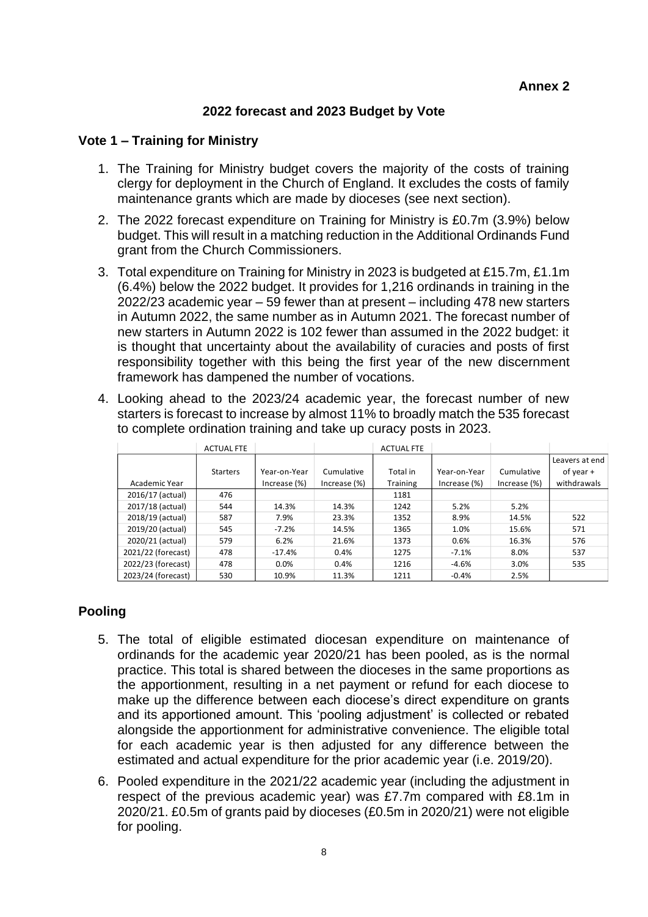**Annex 2**

## 2022 forecast and 2023 Budget by Vote

### Vote 1 – Training for Ministry

1. The Training for Ministry budget covers the majority of the costs of training clergy for deployment in the Church of England. It excludes the costs of family maintenance grants which are made by dioceses (see next section).
2. The 2022 forecast expenditure on Training for Ministry is £0.7m (3.9%) below budget. This will result in a matching reduction in the Additional Ordinands Fund grant from the Church Commissioners.
3. Total expenditure on Training for Ministry in 2023 is budgeted at £15.7m, £1.1m (6.4%) below the 2022 budget. It provides for 1,216 ordinands in training in the 2022/23 academic year – 59 fewer than at present – including 478 new starters in Autumn 2022, the same number as in Autumn 2021. The forecast number of new starters in Autumn 2022 is 102 fewer than assumed in the 2022 budget: it is thought that uncertainty about the availability of curacies and posts of first responsibility together with this being the first year of the new discernment framework has dampened the number of vocations.
4. Looking ahead to the 2023/24 academic year, the forecast number of new starters is forecast to increase by almost 11% to broadly match the 535 forecast to complete ordination training and take up curacy posts in 2023.

| | ACTUAL FTE | | | ACTUAL FTE | | | |
|---|---|---|---|---|---|---|---|
| Academic Year | Starters | Year-on-Year Increase (%) | Cumulative Increase (%) | Total in Training | Year-on-Year Increase (%) | Cumulative Increase (%) | Leavers at end of year + withdrawals |
| 2016/17 (actual) | 476 | | | 1181 | | | |
| 2017/18 (actual) | 544 | 14.3% | 14.3% | 1242 | 5.2% | 5.2% | |
| 2018/19 (actual) | 587 | 7.9% | 23.3% | 1352 | 8.9% | 14.5% | 522 |
| 2019/20 (actual) | 545 | -7.2% | 14.5% | 1365 | 1.0% | 15.6% | 571 |
| 2020/21 (actual) | 579 | 6.2% | 21.6% | 1373 | 0.6% | 16.3% | 576 |
| 2021/22 (forecast) | 478 | -17.4% | 0.4% | 1275 | -7.1% | 8.0% | 537 |
| 2022/23 (forecast) | 478 | 0.0% | 0.4% | 1216 | -4.6% | 3.0% | 535 |
| 2023/24 (forecast) | 530 | 10.9% | 11.3% | 1211 | -0.4% | 2.5% | |

### Pooling

5. The total of eligible estimated diocesan expenditure on maintenance of ordinands for the academic year 2020/21 has been pooled, as is the normal practice. This total is shared between the dioceses in the same proportions as the apportionment, resulting in a net payment or refund for each diocese to make up the difference between each diocese's direct expenditure on grants and its apportioned amount. This 'pooling adjustment' is collected or rebated alongside the apportionment for administrative convenience. The eligible total for each academic year is then adjusted for any difference between the estimated and actual expenditure for the prior academic year (i.e. 2019/20).
6. Pooled expenditure in the 2021/22 academic year (including the adjustment in respect of the previous academic year) was £7.7m compared with £8.1m in 2020/21. £0.5m of grants paid by dioceses (£0.5m in 2020/21) were not eligible for pooling.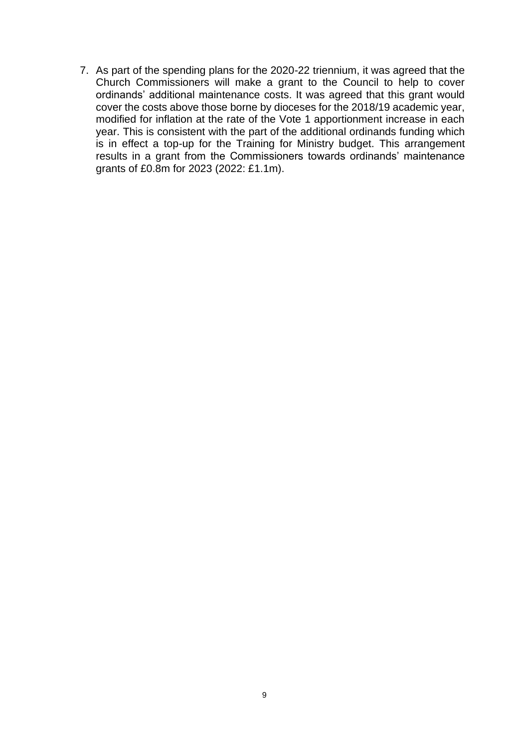7. As part of the spending plans for the 2020-22 triennium, it was agreed that the Church Commissioners will make a grant to the Council to help to cover ordinands' additional maintenance costs. It was agreed that this grant would cover the costs above those borne by dioceses for the 2018/19 academic year, modified for inflation at the rate of the Vote 1 apportionment increase in each year. This is consistent with the part of the additional ordinands funding which is in effect a top-up for the Training for Ministry budget. This arrangement results in a grant from the Commissioners towards ordinands' maintenance grants of £0.8m for 2023 (2022: £1.1m).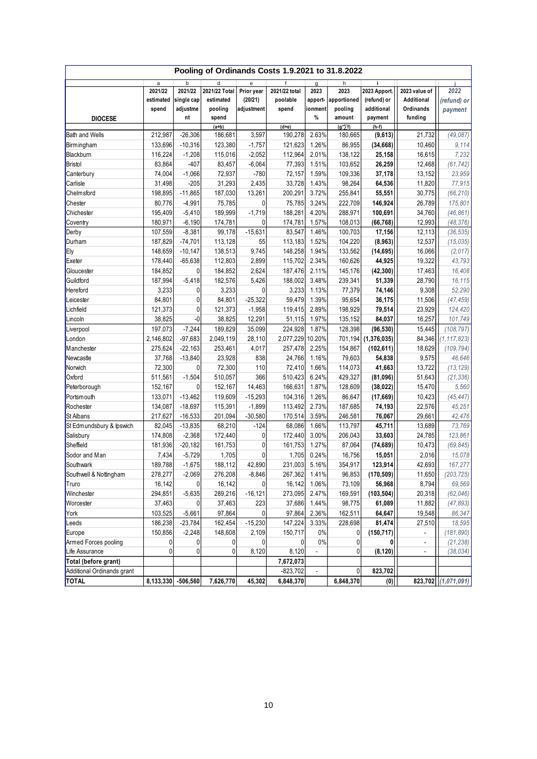# Pooling of Ordinands Costs 1.9.2021 to 31.8.2022

| | a | b | d | e | f | g | h | i | | j |
|---|---|---|---|---|---|---|---|---|---|---|
| **DIOCESE** | 2021/22 estimated spend | 2021/22 single cap adjustment | 2021/22 Total estimated pooling spend | Prior year (20/21) adjustment | 2021/22 total poolable spend | 2023 apportionment % | 2023 apportioned pooling amount | 2023 Apport. (refund) or additional payment | 2023 value of Additional Ordinands funding | *2022 (refund) or payment* |
| | | | (a+b) | | (d+e) | | (g*∑f) | (h-f) | | |
| Bath and Wells | 212,987 | -26,306 | 186,681 | 3,597 | 190,278 | 2.63% | 180,665 | **(9,613)** | 21,732 | *(49,087)* |
| Birmingham | 133,696 | -10,316 | 123,380 | -1,757 | 121,623 | 1.26% | 86,955 | **(34,668)** | 10,460 | *9,114* |
| Blackburn | 116,224 | -1,208 | 115,016 | -2,052 | 112,964 | 2.01% | 138,122 | **25,158** | 16,615 | *7,232* |
| Bristol | 83,864 | -407 | 83,457 | -6,064 | 77,393 | 1.51% | 103,652 | **26,259** | 12,468 | *(61,742)* |
| Canterbury | 74,004 | -1,066 | 72,937 | -780 | 72,157 | 1.59% | 109,336 | **37,178** | 13,152 | *23,959* |
| Carlisle | 31,498 | -205 | 31,293 | 2,435 | 33,728 | 1.43% | 98,264 | **64,536** | 11,820 | *77,915* |
| Chelmsford | 198,895 | -11,865 | 187,030 | 13,261 | 200,291 | 3.72% | 255,841 | **55,551** | 30,775 | *(66,210)* |
| Chester | 80,776 | -4,991 | 75,785 | 0 | 75,785 | 3.24% | 222,709 | **146,924** | 26,789 | *175,801* |
| Chichester | 195,409 | -5,410 | 189,999 | -1,719 | 188,281 | 4.20% | 288,971 | **100,691** | 34,760 | *(46,861)* |
| Coventry | 180,971 | -6,190 | 174,781 | 0 | 174,781 | 1.57% | 108,013 | **(66,768)** | 12,993 | *(48,376)* |
| Derby | 107,559 | -8,381 | 99,178 | -15,631 | 83,547 | 1.46% | 100,703 | **17,156** | 12,113 | *(36,535)* |
| Durham | 187,829 | -74,701 | 113,128 | 55 | 113,183 | 1.52% | 104,220 | **(8,963)** | 12,537 | *(15,035)* |
| Ely | 148,659 | -10,147 | 138,513 | 9,745 | 148,258 | 1.94% | 133,562 | **(14,695)** | 16,066 | *(2,017)* |
| Exeter | 178,440 | -65,638 | 112,803 | 2,899 | 115,702 | 2.34% | 160,626 | **44,925** | 19,322 | *43,793* |
| Gloucester | 184,852 | 0 | 184,852 | 2,624 | 187,476 | 2.11% | 145,176 | **(42,300)** | 17,463 | *16,408* |
| Guildford | 187,994 | -5,418 | 182,576 | 5,426 | 188,002 | 3.48% | 239,341 | **51,339** | 28,790 | *16,115* |
| Hereford | 3,233 | 0 | 3,233 | 0 | 3,233 | 1.13% | 77,379 | **74,146** | 9,308 | *52,290* |
| Leicester | 84,801 | 0 | 84,801 | -25,322 | 59,479 | 1.39% | 95,654 | **36,175** | 11,506 | *(47,459)* |
| Lichfield | 121,373 | 0 | 121,373 | -1,958 | 119,415 | 2.89% | 198,929 | **79,514** | 23,929 | *124,420* |
| Lincoln | 38,825 | -0 | 38,825 | 12,291 | 51,115 | 1.97% | 135,152 | **84,037** | 16,257 | *101,749* |
| Liverpool | 197,073 | -7,244 | 189,829 | 35,099 | 224,928 | 1.87% | 128,398 | **(96,530)** | 15,445 | *(108,797)* |
| London | 2,146,802 | -97,683 | 2,049,119 | 28,110 | 2,077,229 | 10.20% | 701,194 | **(1,376,035)** | 84,346 | *(1,117,823)* |
| Manchester | 275,624 | -22,163 | 253,461 | 4,017 | 257,478 | 2.25% | 154,867 | **(102,611)** | 18,629 | *(109,794)* |
| Newcastle | 37,768 | -13,840 | 23,928 | 838 | 24,766 | 1.16% | 79,603 | **54,838** | 9,575 | *46,646* |
| Norwich | 72,300 | 0 | 72,300 | 110 | 72,410 | 1.66% | 114,073 | **41,663** | 13,722 | *(13,129)* |
| Oxford | 511,561 | -1,504 | 510,057 | 366 | 510,423 | 6.24% | 429,327 | **(81,096)** | 51,643 | *(21,336)* |
| Peterborough | 152,167 | 0 | 152,167 | 14,463 | 166,631 | 1.87% | 128,609 | **(38,022)** | 15,470 | *5,560* |
| Portsmouth | 133,071 | -13,462 | 119,609 | -15,293 | 104,316 | 1.26% | 86,647 | **(17,669)** | 10,423 | *(45,447)* |
| Rochester | 134,087 | -18,697 | 115,391 | -1,899 | 113,492 | 2.73% | 187,685 | **74,193** | 22,576 | *45,251* |
| St Albans | 217,627 | -16,533 | 201,094 | -30,580 | 170,514 | 3.59% | 246,581 | **76,067** | 29,661 | *42,476* |
| St Edmundsbury & Ipswich | 82,045 | -13,835 | 68,210 | -124 | 68,086 | 1.66% | 113,797 | **45,711** | 13,689 | *73,769* |
| Salisbury | 174,808 | -2,368 | 172,440 | 0 | 172,440 | 3.00% | 206,043 | **33,603** | 24,785 | *123,861* |
| Sheffield | 181,936 | -20,182 | 161,753 | 0 | 161,753 | 1.27% | 87,064 | **(74,689)** | 10,473 | *(69,845)* |
| Sodor and Man | 7,434 | -5,729 | 1,705 | 0 | 1,705 | 0.24% | 16,756 | **15,051** | 2,016 | *15,078* |
| Southwark | 189,788 | -1,675 | 188,112 | 42,890 | 231,003 | 5.16% | 354,917 | **123,914** | 42,693 | *167,277* |
| Southwell & Nottingham | 278,277 | -2,069 | 276,208 | -8,846 | 267,362 | 1.41% | 96,853 | **(170,509)** | 11,650 | *(203,725)* |
| Truro | 16,142 | 0 | 16,142 | 0 | 16,142 | 1.06% | 73,109 | **56,968** | 8,794 | *69,569* |
| Winchester | 294,851 | -5,635 | 289,216 | -16,121 | 273,095 | 2.47% | 169,591 | **(103,504)** | 20,318 | *(62,046)* |
| Worcester | 37,463 | 0 | 37,463 | 223 | 37,686 | 1.44% | 98,775 | **61,089** | 11,882 | *(47,893)* |
| York | 103,525 | -5,661 | 97,864 | 0 | 97,864 | 2.36% | 162,511 | **64,647** | 19,548 | *86,347* |
| Leeds | 186,238 | -23,784 | 162,454 | -15,230 | 147,224 | 3.33% | 228,698 | **81,474** | 27,510 | *18,595* |
| Europe | 150,856 | -2,248 | 148,608 | 2,109 | 150,717 | 0% | 0 | **(150,717)** | - | *(181,890)* |
| Armed Forces pooling | 0 | 0 | 0 | 0 | 0 | 0% | 0 | **0** | - | *(21,238)* |
| Life Assurance | 0 | 0 | 0 | 8,120 | 8,120 | - | 0 | **(8,120)** | - | *(38,034)* |
| **Total (before grant)** | | | | | 7,672,073 | | | | | |
| Additional Ordinands grant | | | | | -823,702 | - | 0 | **823,702** | | |
| **TOTAL** | **8,133,330** | **-506,560** | **7,626,770** | **45,302** | **6,848,370** | | **6,848,370** | **(0)** | **823,702** | ***(1,071,091)*** |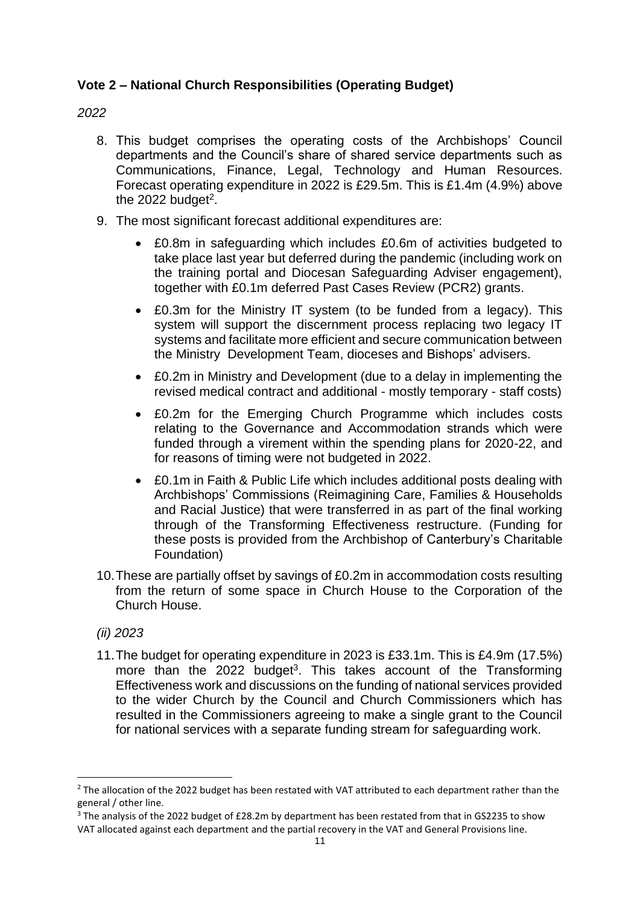### Vote 2 – National Church Responsibilities (Operating Budget)

*2022*

8. This budget comprises the operating costs of the Archbishops' Council departments and the Council's share of shared service departments such as Communications, Finance, Legal, Technology and Human Resources. Forecast operating expenditure in 2022 is £29.5m. This is £1.4m (4.9%) above the 2022 budget[2].

9. The most significant forecast additional expenditures are:

   - £0.8m in safeguarding which includes £0.6m of activities budgeted to take place last year but deferred during the pandemic (including work on the training portal and Diocesan Safeguarding Adviser engagement), together with £0.1m deferred Past Cases Review (PCR2) grants.
   - £0.3m for the Ministry IT system (to be funded from a legacy). This system will support the discernment process replacing two legacy IT systems and facilitate more efficient and secure communication between the Ministry Development Team, dioceses and Bishops' advisers.
   - £0.2m in Ministry and Development (due to a delay in implementing the revised medical contract and additional - mostly temporary - staff costs)
   - £0.2m for the Emerging Church Programme which includes costs relating to the Governance and Accommodation strands which were funded through a virement within the spending plans for 2020-22, and for reasons of timing were not budgeted in 2022.
   - £0.1m in Faith & Public Life which includes additional posts dealing with Archbishops' Commissions (Reimagining Care, Families & Households and Racial Justice) that were transferred in as part of the final working through of the Transforming Effectiveness restructure. (Funding for these posts is provided from the Archbishop of Canterbury's Charitable Foundation)

10. These are partially offset by savings of £0.2m in accommodation costs resulting from the return of some space in Church House to the Corporation of the Church House.

*(ii) 2023*

11. The budget for operating expenditure in 2023 is £33.1m. This is £4.9m (17.5%) more than the 2022 budget[3]. This takes account of the Transforming Effectiveness work and discussions on the funding of national services provided to the wider Church by the Council and Church Commissioners which has resulted in the Commissioners agreeing to make a single grant to the Council for national services with a separate funding stream for safeguarding work.

---

[2] The allocation of the 2022 budget has been restated with VAT attributed to each department rather than the general / other line.

[3] The analysis of the 2022 budget of £28.2m by department has been restated from that in GS2235 to show VAT allocated against each department and the partial recovery in the VAT and General Provisions line.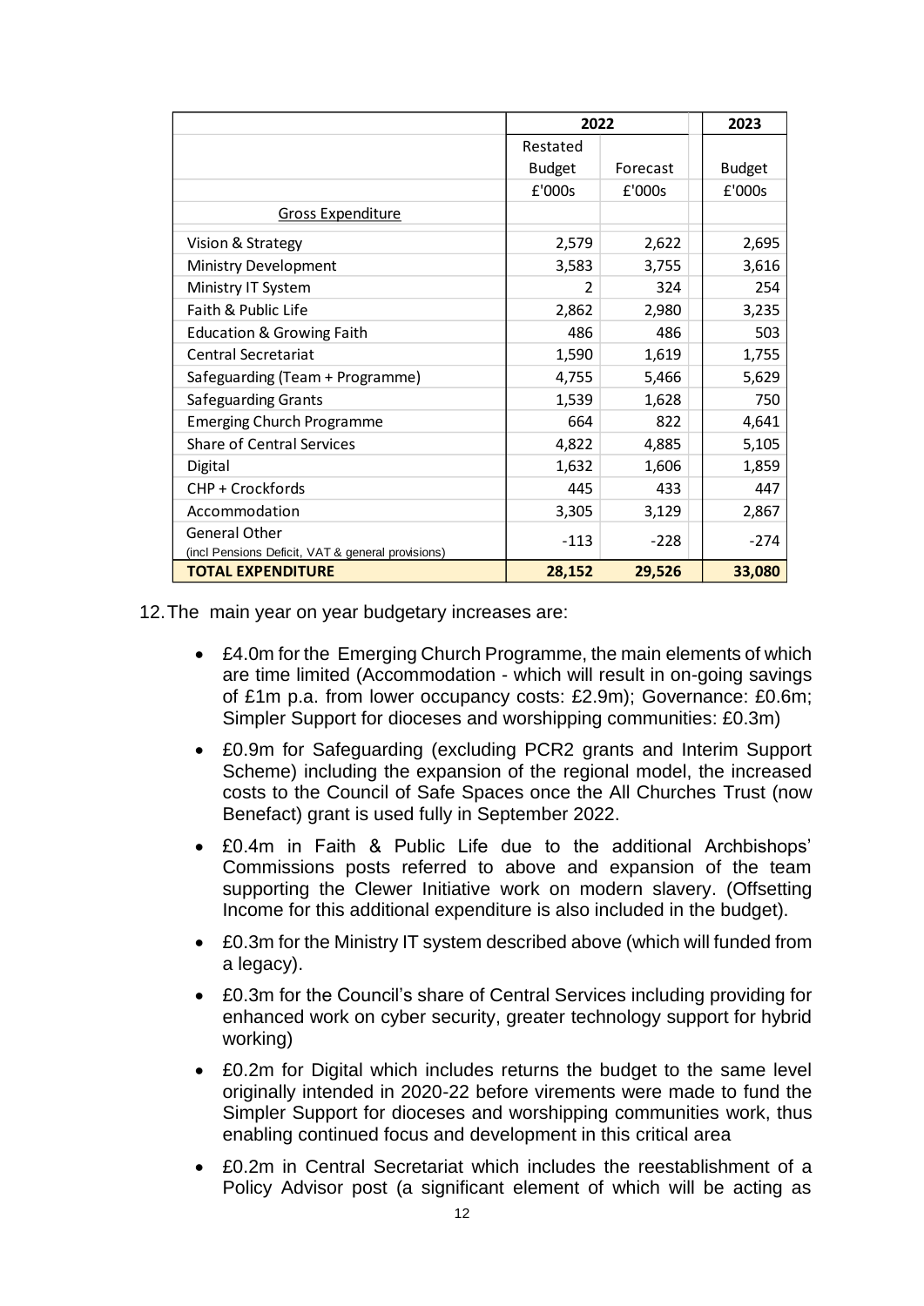| | 2022 | | 2023 |
|---|---|---|---|
| | Restated Budget | Forecast | Budget |
| | £'000s | £'000s | £'000s |
| Gross Expenditure | | | |
| Vision & Strategy | 2,579 | 2,622 | 2,695 |
| Ministry Development | 3,583 | 3,755 | 3,616 |
| Ministry IT System | 2 | 324 | 254 |
| Faith & Public Life | 2,862 | 2,980 | 3,235 |
| Education & Growing Faith | 486 | 486 | 503 |
| Central Secretariat | 1,590 | 1,619 | 1,755 |
| Safeguarding (Team + Programme) | 4,755 | 5,466 | 5,629 |
| Safeguarding Grants | 1,539 | 1,628 | 750 |
| Emerging Church Programme | 664 | 822 | 4,641 |
| Share of Central Services | 4,822 | 4,885 | 5,105 |
| Digital | 1,632 | 1,606 | 1,859 |
| CHP + Crockfords | 445 | 433 | 447 |
| Accommodation | 3,305 | 3,129 | 2,867 |
| General Other (incl Pensions Deficit, VAT & general provisions) | -113 | -228 | -274 |
| **TOTAL EXPENDITURE** | **28,152** | **29,526** | **33,080** |

12. The main year on year budgetary increases are:

- £4.0m for the Emerging Church Programme, the main elements of which are time limited (Accommodation - which will result in on-going savings of £1m p.a. from lower occupancy costs: £2.9m); Governance: £0.6m; Simpler Support for dioceses and worshipping communities: £0.3m)
- £0.9m for Safeguarding (excluding PCR2 grants and Interim Support Scheme) including the expansion of the regional model, the increased costs to the Council of Safe Spaces once the All Churches Trust (now Benefact) grant is used fully in September 2022.
- £0.4m in Faith & Public Life due to the additional Archbishops' Commissions posts referred to above and expansion of the team supporting the Clewer Initiative work on modern slavery. (Offsetting Income for this additional expenditure is also included in the budget).
- £0.3m for the Ministry IT system described above (which will funded from a legacy).
- £0.3m for the Council's share of Central Services including providing for enhanced work on cyber security, greater technology support for hybrid working)
- £0.2m for Digital which includes returns the budget to the same level originally intended in 2020-22 before virements were made to fund the Simpler Support for dioceses and worshipping communities work, thus enabling continued focus and development in this critical area
- £0.2m in Central Secretariat which includes the reestablishment of a Policy Advisor post (a significant element of which will be acting as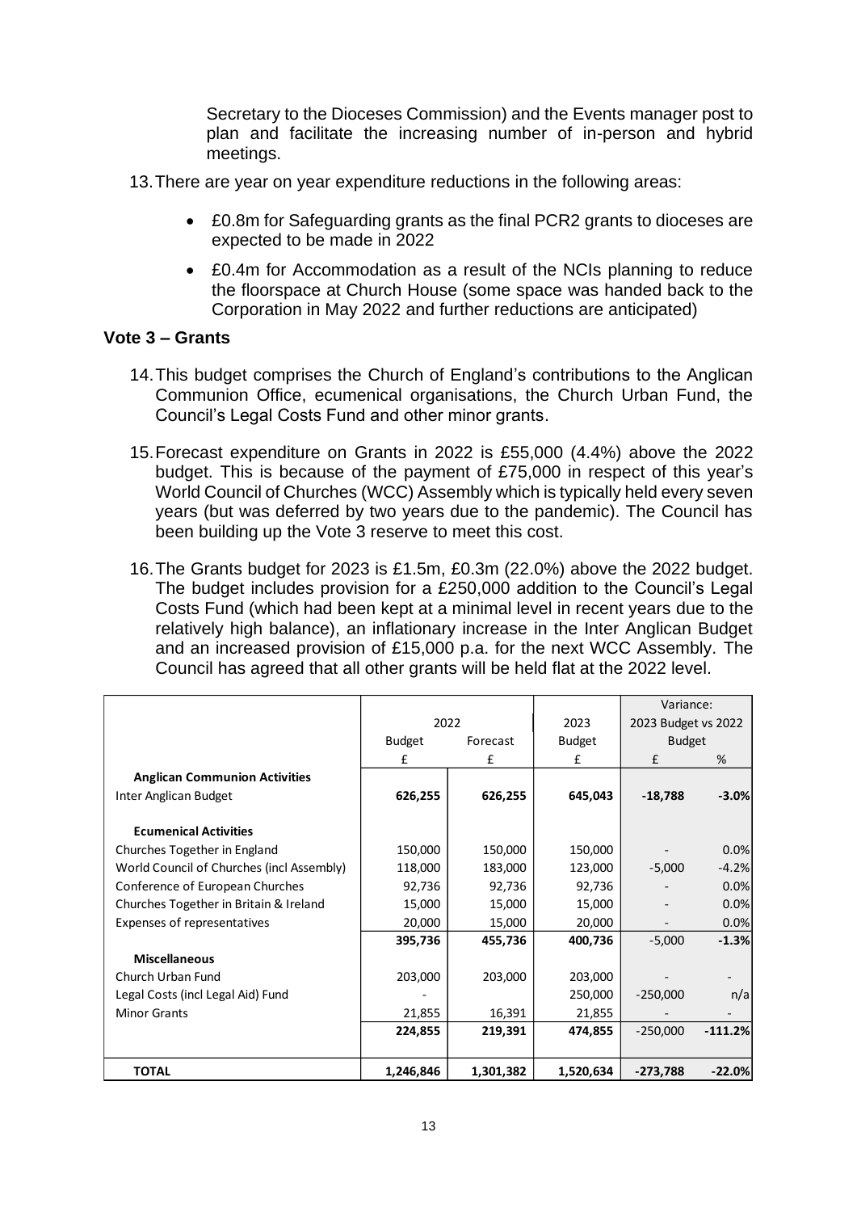Secretary to the Dioceses Commission) and the Events manager post to plan and facilitate the increasing number of in-person and hybrid meetings.

13. There are year on year expenditure reductions in the following areas:

- £0.8m for Safeguarding grants as the final PCR2 grants to dioceses are expected to be made in 2022
- £0.4m for Accommodation as a result of the NCIs planning to reduce the floorspace at Church House (some space was handed back to the Corporation in May 2022 and further reductions are anticipated)

## Vote 3 – Grants

14. This budget comprises the Church of England's contributions to the Anglican Communion Office, ecumenical organisations, the Church Urban Fund, the Council's Legal Costs Fund and other minor grants.

15. Forecast expenditure on Grants in 2022 is £55,000 (4.4%) above the 2022 budget. This is because of the payment of £75,000 in respect of this year's World Council of Churches (WCC) Assembly which is typically held every seven years (but was deferred by two years due to the pandemic). The Council has been building up the Vote 3 reserve to meet this cost.

16. The Grants budget for 2023 is £1.5m, £0.3m (22.0%) above the 2022 budget. The budget includes provision for a £250,000 addition to the Council's Legal Costs Fund (which had been kept at a minimal level in recent years due to the relatively high balance), an inflationary increase in the Inter Anglican Budget and an increased provision of £15,000 p.a. for the next WCC Assembly. The Council has agreed that all other grants will be held flat at the 2022 level.

| | 2022 | | 2023 | Variance: 2023 Budget vs 2022 Budget | |
|---|---|---|---|---|---|
| | Budget | Forecast | Budget | | |
| | £ | £ | £ | £ | % |
| **Anglican Communion Activities** | | | | | |
| Inter Anglican Budget | **626,255** | **626,255** | **645,043** | **-18,788** | **-3.0%** |
| **Ecumenical Activities** | | | | | |
| Churches Together in England | 150,000 | 150,000 | 150,000 | - | 0.0% |
| World Council of Churches (incl Assembly) | 118,000 | 183,000 | 123,000 | -5,000 | -4.2% |
| Conference of European Churches | 92,736 | 92,736 | 92,736 | - | 0.0% |
| Churches Together in Britain & Ireland | 15,000 | 15,000 | 15,000 | - | 0.0% |
| Expenses of representatives | 20,000 | 15,000 | 20,000 | - | 0.0% |
| | 395,736 | 455,736 | 400,736 | -5,000 | **-1.3%** |
| **Miscellaneous** | | | | | |
| Church Urban Fund | 203,000 | 203,000 | 203,000 | - | - |
| Legal Costs (incl Legal Aid) Fund | - | | 250,000 | -250,000 | n/a |
| Minor Grants | 21,855 | 16,391 | 21,855 | - | - |
| | 224,855 | 219,391 | 474,855 | -250,000 | **-111.2%** |
| **TOTAL** | **1,246,846** | **1,301,382** | **1,520,634** | **-273,788** | **-22.0%** |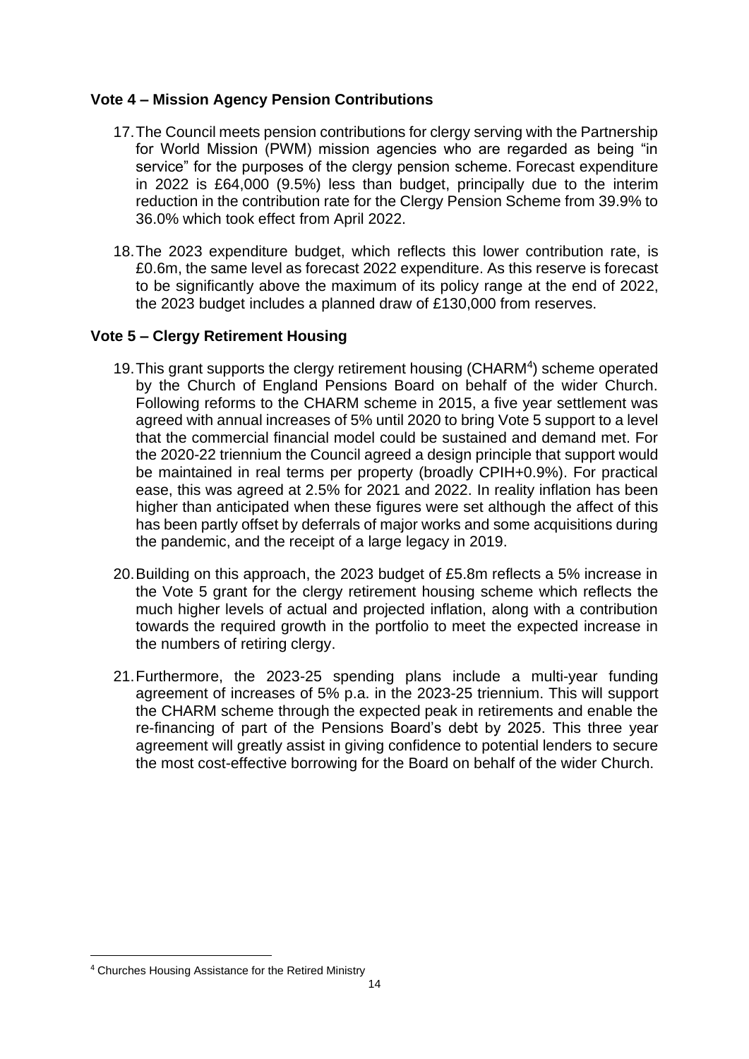## Vote 4 – Mission Agency Pension Contributions

17. The Council meets pension contributions for clergy serving with the Partnership for World Mission (PWM) mission agencies who are regarded as being "in service" for the purposes of the clergy pension scheme. Forecast expenditure in 2022 is £64,000 (9.5%) less than budget, principally due to the interim reduction in the contribution rate for the Clergy Pension Scheme from 39.9% to 36.0% which took effect from April 2022.

18. The 2023 expenditure budget, which reflects this lower contribution rate, is £0.6m, the same level as forecast 2022 expenditure. As this reserve is forecast to be significantly above the maximum of its policy range at the end of 2022, the 2023 budget includes a planned draw of £130,000 from reserves.

## Vote 5 – Clergy Retirement Housing

19. This grant supports the clergy retirement housing (CHARM[4]) scheme operated by the Church of England Pensions Board on behalf of the wider Church. Following reforms to the CHARM scheme in 2015, a five year settlement was agreed with annual increases of 5% until 2020 to bring Vote 5 support to a level that the commercial financial model could be sustained and demand met. For the 2020-22 triennium the Council agreed a design principle that support would be maintained in real terms per property (broadly CPIH+0.9%). For practical ease, this was agreed at 2.5% for 2021 and 2022. In reality inflation has been higher than anticipated when these figures were set although the affect of this has been partly offset by deferrals of major works and some acquisitions during the pandemic, and the receipt of a large legacy in 2019.

20. Building on this approach, the 2023 budget of £5.8m reflects a 5% increase in the Vote 5 grant for the clergy retirement housing scheme which reflects the much higher levels of actual and projected inflation, along with a contribution towards the required growth in the portfolio to meet the expected increase in the numbers of retiring clergy.

21. Furthermore, the 2023-25 spending plans include a multi-year funding agreement of increases of 5% p.a. in the 2023-25 triennium. This will support the CHARM scheme through the expected peak in retirements and enable the re-financing of part of the Pensions Board's debt by 2025. This three year agreement will greatly assist in giving confidence to potential lenders to secure the most cost-effective borrowing for the Board on behalf of the wider Church.

[4] Churches Housing Assistance for the Retired Ministry